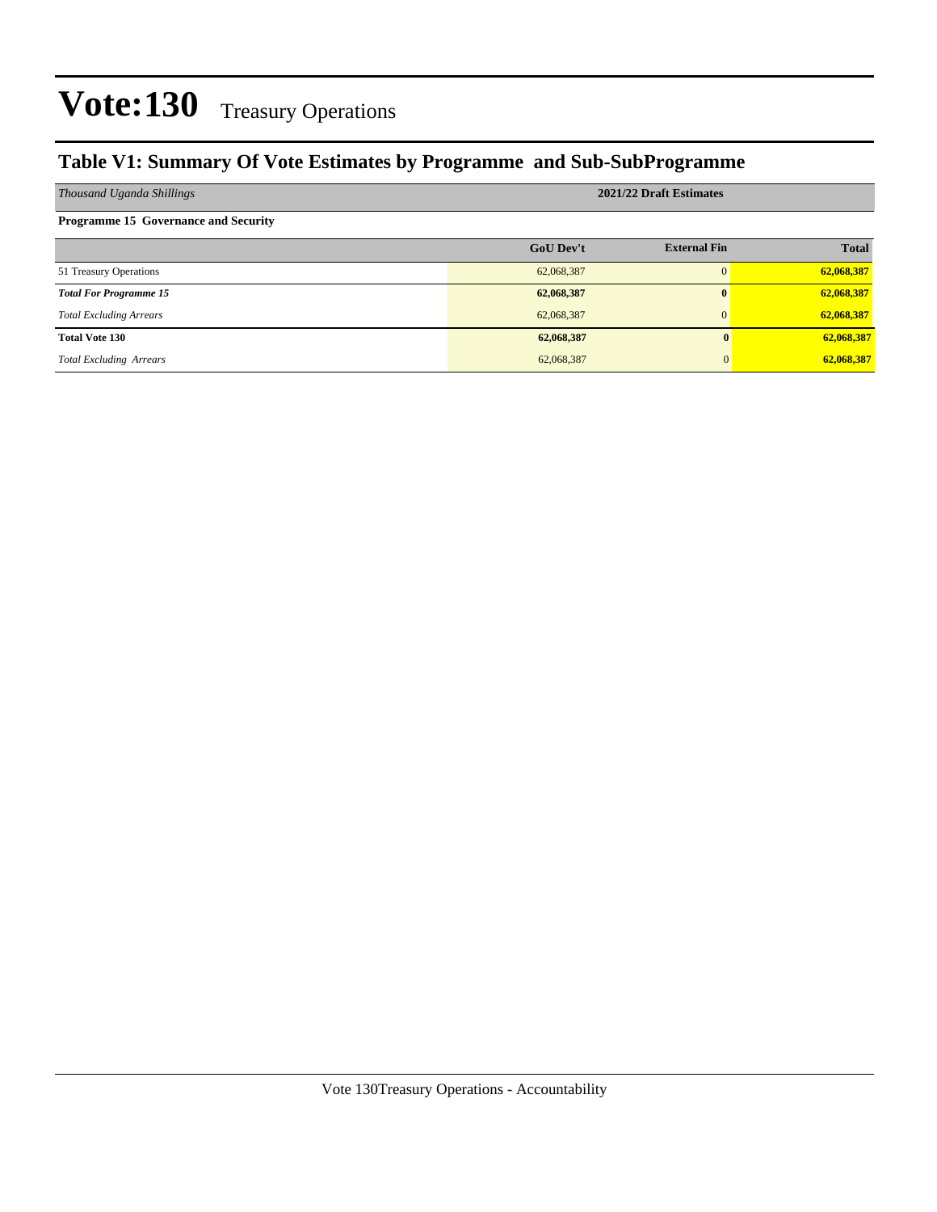# Vote:130 Treasury Operations

## Table V1: Summary Of Vote Estimates by Programme and Sub-SubProgramme

| *Thousand Uganda Shillings* | 2021/22 Draft Estimates | | |
|---|---|---|---|
| **Programme 15 Governance and Security** | | | |
| | **GoU Dev't** | **External Fin** | **Total** |
| 51 Treasury Operations | 62,068,387 | 0 | **62,068,387** |
| ***Total For Programme 15*** | **62,068,387** | **0** | **62,068,387** |
| *Total Excluding Arrears* | 62,068,387 | 0 | **62,068,387** |
| **Total Vote 130** | **62,068,387** | **0** | **62,068,387** |
| *Total Excluding Arrears* | 62,068,387 | 0 | **62,068,387** |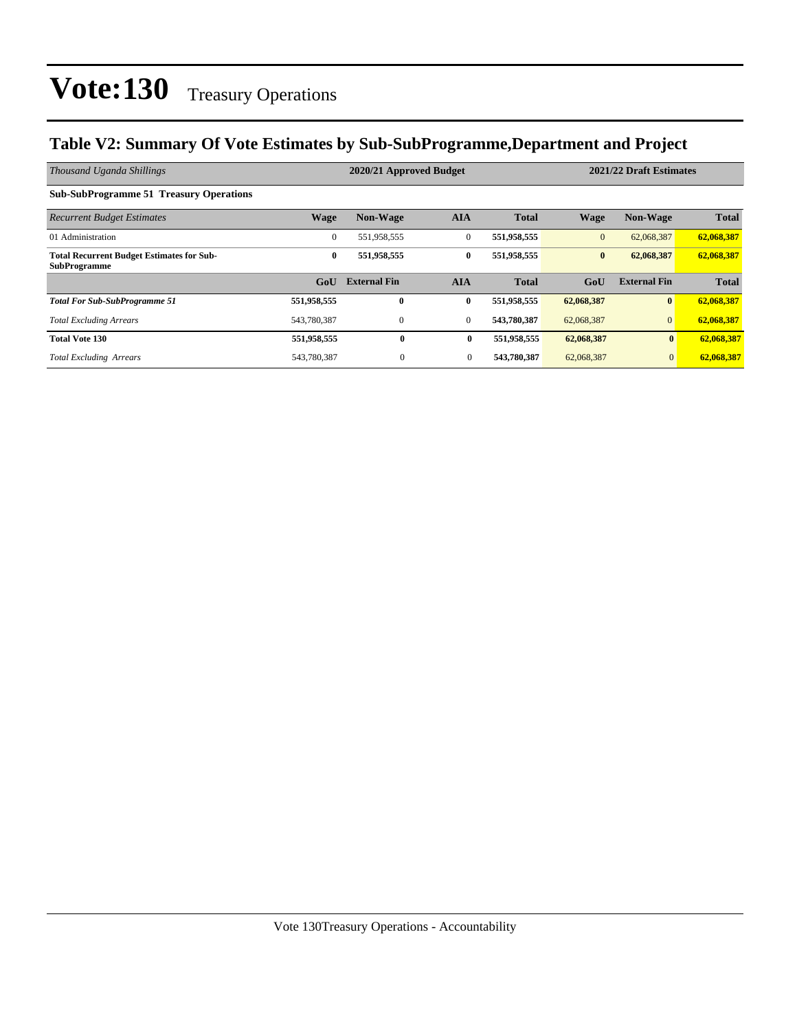# Vote:130 Treasury Operations

## Table V2: Summary Of Vote Estimates by Sub-SubProgramme,Department and Project

| *Thousand Uganda Shillings* | 2020/21 Approved Budget | | | | 2021/22 Draft Estimates | | |
|---|---|---|---|---|---|---|---|
| **Sub-SubProgramme 51 Treasury Operations** | | | | | | | |
| *Recurrent Budget Estimates* | **Wage** | **Non-Wage** | **AIA** | **Total** | **Wage** | **Non-Wage** | **Total** |
| 01 Administration | 0 | 551,958,555 | 0 | **551,958,555** | 0 | 62,068,387 | **62,068,387** |
| **Total Recurrent Budget Estimates for Sub-SubProgramme** | **0** | **551,958,555** | **0** | **551,958,555** | **0** | **62,068,387** | **62,068,387** |
| | **GoU** | **External Fin** | **AIA** | **Total** | **GoU** | **External Fin** | **Total** |
| ***Total For Sub-SubProgramme 51*** | **551,958,555** | **0** | **0** | **551,958,555** | **62,068,387** | **0** | **62,068,387** |
| *Total Excluding Arrears* | 543,780,387 | 0 | 0 | **543,780,387** | 62,068,387 | 0 | **62,068,387** |
| **Total Vote 130** | **551,958,555** | **0** | **0** | **551,958,555** | **62,068,387** | **0** | **62,068,387** |
| *Total Excluding Arrears* | 543,780,387 | 0 | 0 | **543,780,387** | 62,068,387 | 0 | **62,068,387** |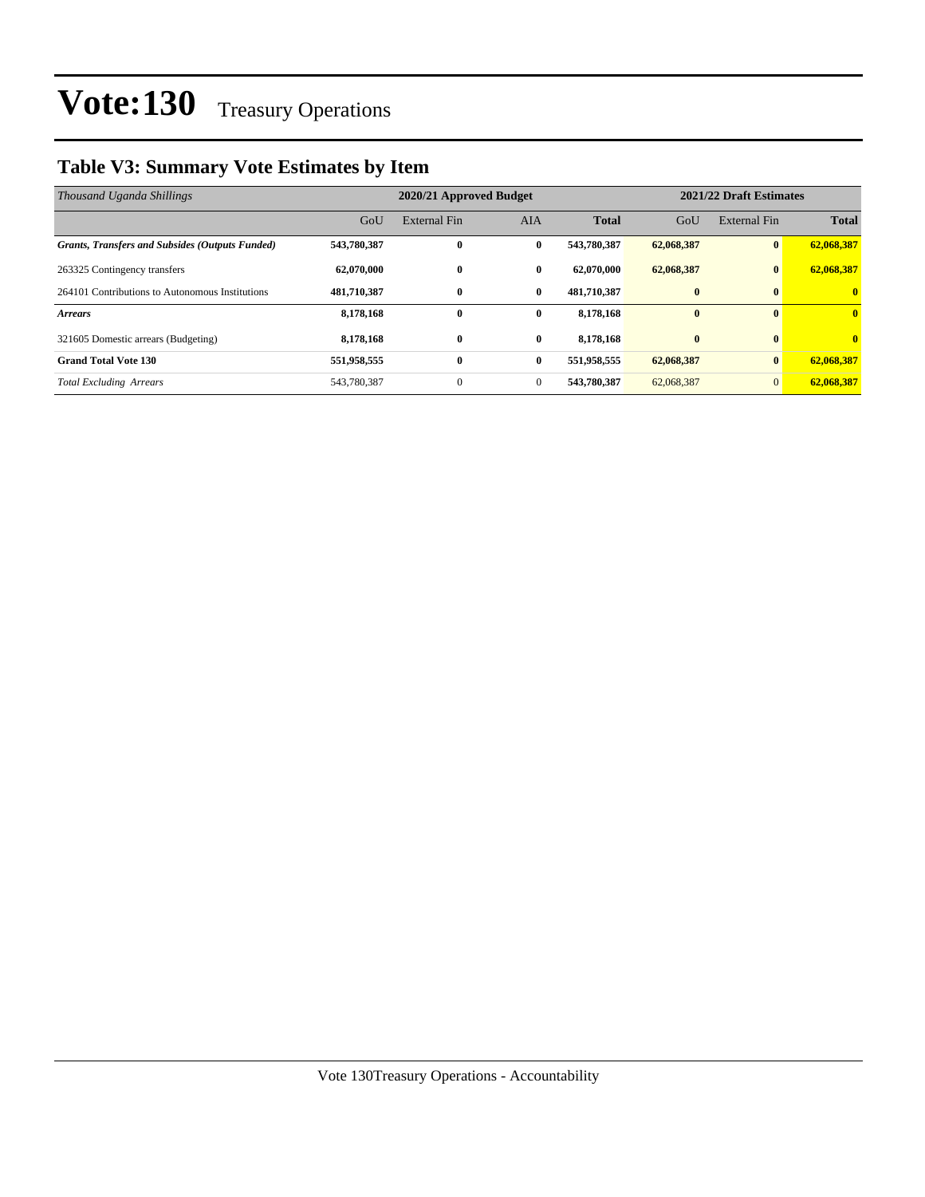# Vote:130 Treasury Operations

## Table V3: Summary Vote Estimates by Item

| *Thousand Uganda Shillings* | 2020/21 Approved Budget | | | | 2021/22 Draft Estimates | | |
|---|---|---|---|---|---|---|---|
| | GoU | External Fin | AIA | **Total** | GoU | External Fin | **Total** |
| ***Grants, Transfers and Subsides (Outputs Funded)*** | **543,780,387** | **0** | **0** | **543,780,387** | **62,068,387** | **0** | **62,068,387** |
| 263325 Contingency transfers | **62,070,000** | **0** | **0** | **62,070,000** | **62,068,387** | **0** | **62,068,387** |
| 264101 Contributions to Autonomous Institutions | **481,710,387** | **0** | **0** | **481,710,387** | **0** | **0** | **0** |
| ***Arrears*** | **8,178,168** | **0** | **0** | **8,178,168** | **0** | **0** | **0** |
| 321605 Domestic arrears (Budgeting) | **8,178,168** | **0** | **0** | **8,178,168** | **0** | **0** | **0** |
| **Grand Total Vote 130** | **551,958,555** | **0** | **0** | **551,958,555** | **62,068,387** | **0** | **62,068,387** |
| *Total Excluding Arrears* | 543,780,387 | 0 | 0 | **543,780,387** | 62,068,387 | 0 | **62,068,387** |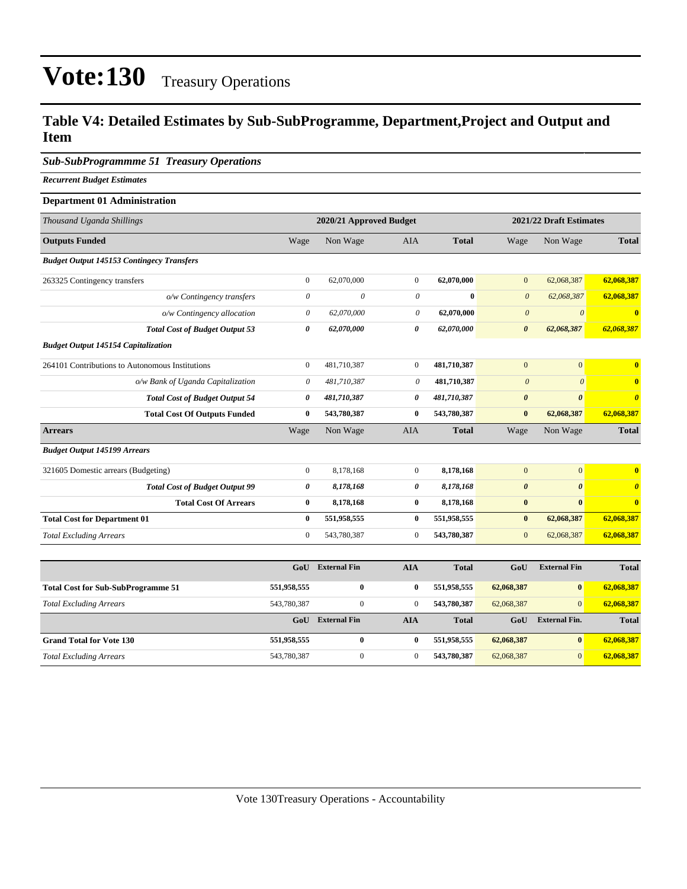# Vote:130 Treasury Operations

## Table V4: Detailed Estimates by Sub-SubProgramme, Department,Project and Output and Item

### *Sub-SubProgrammme 51 Treasury Operations*

***Recurrent Budget Estimates***

**Department 01 Administration**

| *Thousand Uganda Shillings* | 2020/21 Approved Budget | | | | 2021/22 Draft Estimates | | |
|---|---|---|---|---|---|---|---|
| **Outputs Funded** | Wage | Non Wage | AIA | **Total** | Wage | Non Wage | **Total** |
| ***Budget Output 145153 Contingency Transfers*** | | | | | | | |
| 263325 Contingency transfers | 0 | 62,070,000 | 0 | **62,070,000** | 0 | 62,068,387 | **62,068,387** |
| *o/w Contingency transfers* | *0* | *0* | *0* | **0** | *0* | *62,068,387* | **62,068,387** |
| *o/w Contingency allocation* | *0* | *62,070,000* | *0* | **62,070,000** | *0* | *0* | **0** |
| ***Total Cost of Budget Output 53*** | ***0*** | ***62,070,000*** | ***0*** | ***62,070,000*** | ***0*** | ***62,068,387*** | ***62,068,387*** |
| ***Budget Output 145154 Capitalization*** | | | | | | | |
| 264101 Contributions to Autonomous Institutions | 0 | 481,710,387 | 0 | **481,710,387** | 0 | 0 | **0** |
| *o/w Bank of Uganda Capitalization* | *0* | *481,710,387* | *0* | **481,710,387** | *0* | *0* | **0** |
| ***Total Cost of Budget Output 54*** | ***0*** | ***481,710,387*** | ***0*** | ***481,710,387*** | ***0*** | ***0*** | ***0*** |
| **Total Cost Of Outputs Funded** | **0** | **543,780,387** | **0** | **543,780,387** | **0** | **62,068,387** | **62,068,387** |
| **Arrears** | Wage | Non Wage | AIA | **Total** | Wage | Non Wage | **Total** |
| ***Budget Output 145199 Arrears*** | | | | | | | |
| 321605 Domestic arrears (Budgeting) | 0 | 8,178,168 | 0 | **8,178,168** | 0 | 0 | **0** |
| ***Total Cost of Budget Output 99*** | ***0*** | ***8,178,168*** | ***0*** | ***8,178,168*** | ***0*** | ***0*** | ***0*** |
| **Total Cost Of Arrears** | **0** | **8,178,168** | **0** | **8,178,168** | **0** | **0** | **0** |
| **Total Cost for Department 01** | **0** | **551,958,555** | **0** | **551,958,555** | **0** | **62,068,387** | **62,068,387** |
| *Total Excluding Arrears* | 0 | 543,780,387 | 0 | **543,780,387** | 0 | 62,068,387 | **62,068,387** |

| | GoU | External Fin | AIA | Total | GoU | External Fin | Total |
|---|---|---|---|---|---|---|---|
| **Total Cost for Sub-SubProgramme 51** | **551,958,555** | **0** | **0** | **551,958,555** | **62,068,387** | **0** | **62,068,387** |
| *Total Excluding Arrears* | 543,780,387 | 0 | 0 | **543,780,387** | 62,068,387 | 0 | **62,068,387** |
| | **GoU** | **External Fin** | **AIA** | **Total** | **GoU** | **External Fin.** | **Total** |
| **Grand Total for Vote 130** | **551,958,555** | **0** | **0** | **551,958,555** | **62,068,387** | **0** | **62,068,387** |
| *Total Excluding Arrears* | 543,780,387 | 0 | 0 | **543,780,387** | 62,068,387 | 0 | **62,068,387** |